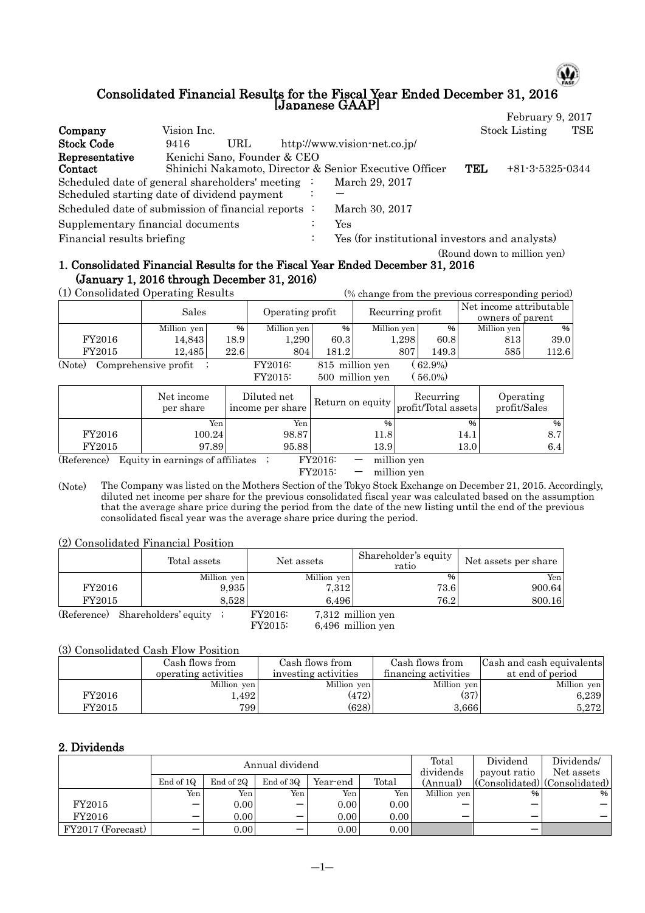# Consolidated Financial Results for the Fiscal Year Ended December 31, 2016 [Japanese GAAP]

February 9, 2017

| | | |
|---|---|---|
| **Company** | Vision Inc. | Stock Listing TSE |
| **Stock Code** | 9416 URL http://www.vision-net.co.jp/ | |
| **Representative** | Kenichi Sano, Founder & CEO | |
| **Contact** | Shinichi Nakamoto, Director & Senior Executive Officer | **TEL** +81-3-5325-0344 |

Scheduled date of general shareholders' meeting : March 29, 2017

Scheduled starting date of dividend payment : ―

Scheduled date of submission of financial reports : March 30, 2017

Supplementary financial documents : Yes

Financial results briefing : Yes (for institutional investors and analysts)

(Round down to million yen)

## 1. Consolidated Financial Results for the Fiscal Year Ended December 31, 2016 (January 1, 2016 through December 31, 2016)

(1) Consolidated Operating Results (% change from the previous corresponding period)

| | Sales | | Operating profit | | Recurring profit | | Net income attributable owners of parent | |
|---|---|---|---|---|---|---|---|---|
| | Million yen | % | Million yen | % | Million yen | % | Million yen | % |
| FY2016 | 14,843 | 18.9 | 1,290 | 60.3 | 1,298 | 60.8 | 813 | 39.0 |
| FY2015 | 12,485 | 22.6 | 804 | 181.2 | 807 | 149.3 | 585 | 112.6 |

(Note) Comprehensive profit ; FY2016: 815 million yen (62.9%)
FY2015: 500 million yen (56.0%)

| | Net income per share | Diluted net income per share | Return on equity | Recurring profit/Total assets | Operating profit/Sales |
|---|---|---|---|---|---|
| | Yen | Yen | % | % | % |
| FY2016 | 100.24 | 98.87 | 11.8 | 14.1 | 8.7 |
| FY2015 | 97.89 | 95.88 | 13.9 | 13.0 | 6.4 |

(Reference) Equity in earnings of affiliates ; FY2016: ― million yen
FY2015: ― million yen

(Note) The Company was listed on the Mothers Section of the Tokyo Stock Exchange on December 21, 2015. Accordingly, diluted net income per share for the previous consolidated fiscal year was calculated based on the assumption that the average share price during the period from the date of the new listing until the end of the previous consolidated fiscal year was the average share price during the period.

(2) Consolidated Financial Position

| | Total assets | Net assets | Shareholder's equity ratio | Net assets per share |
|---|---|---|---|---|
| | Million yen | Million yen | % | Yen |
| FY2016 | 9,935 | 7,312 | 73.6 | 900.64 |
| FY2015 | 8,528 | 6,496 | 76.2 | 800.16 |

(Reference) Shareholders' equity ; FY2016: 7,312 million yen
FY2015: 6,496 million yen

(3) Consolidated Cash Flow Position

| | Cash flows from operating activities | Cash flows from investing activities | Cash flows from financing activities | Cash and cash equivalents at end of period |
|---|---|---|---|---|
| | Million yen | Million yen | Million yen | Million yen |
| FY2016 | 1,492 | (472) | (37) | 6,239 |
| FY2015 | 799 | (628) | 3,666 | 5,272 |

## 2. Dividends

| | Annual dividend | | | | | Total dividends (Annual) | Dividend payout ratio (Consolidated) | Dividends/ Net assets (Consolidated) |
|---|---|---|---|---|---|---|---|---|
| | End of 1Q | End of 2Q | End of 3Q | Year-end | Total | | | |
| | Yen | Yen | Yen | Yen | Yen | Million yen | % | % |
| FY2015 | ― | 0.00 | ― | 0.00 | 0.00 | ― | ― | ― |
| FY2016 | ― | 0.00 | ― | 0.00 | 0.00 | ― | ― | ― |
| FY2017 (Forecast) | ― | 0.00 | ― | 0.00 | 0.00 | | ― | |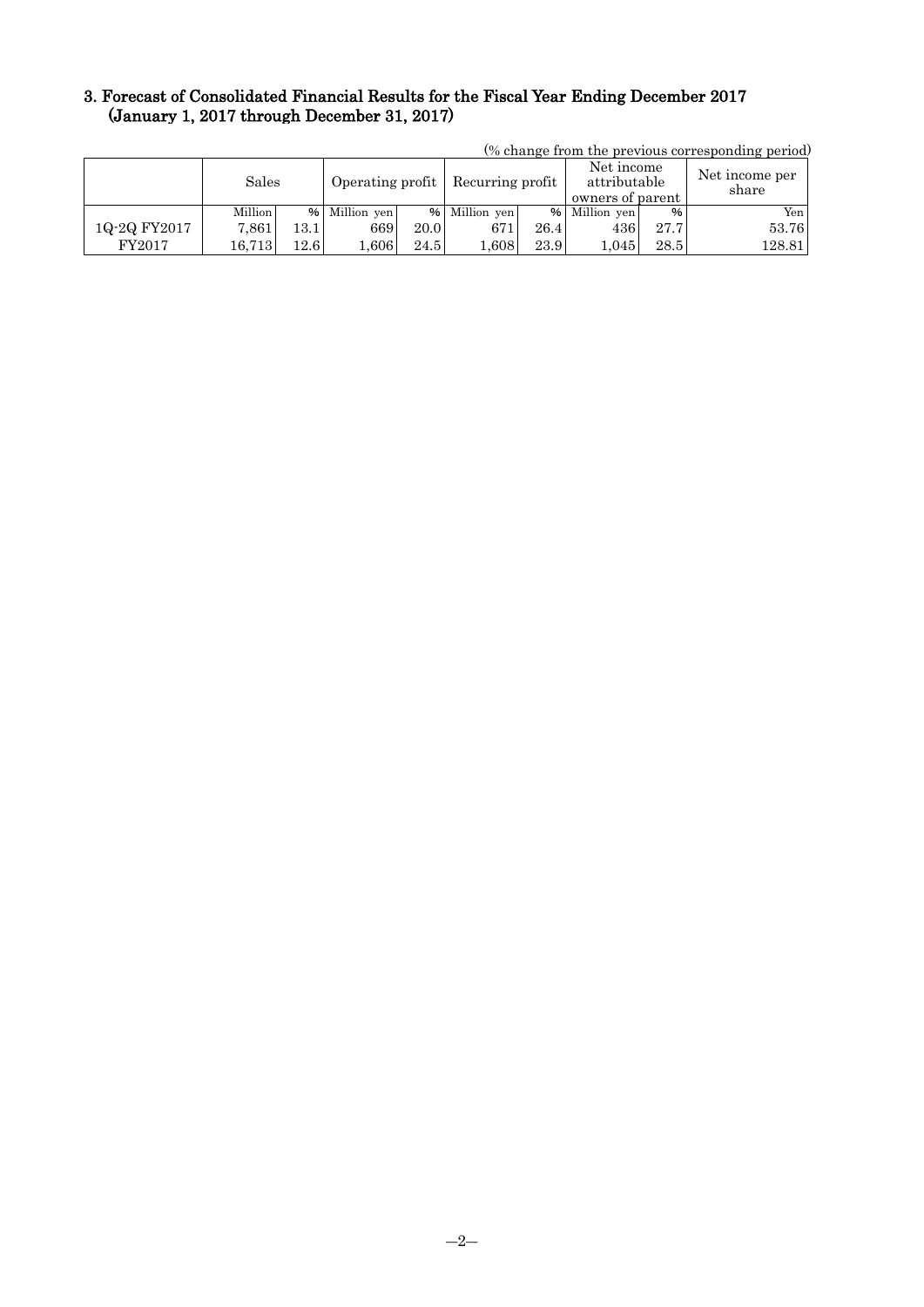### 3. Forecast of Consolidated Financial Results for the Fiscal Year Ending December 2017 (January 1, 2017 through December 31, 2017)

(% change from the previous corresponding period)

| | Sales | | Operating profit | | Recurring profit | | Net income attributable owners of parent | | Net income per share |
|---|---|---|---|---|---|---|---|---|---|
| | Million | % | Million yen | % | Million yen | % | Million yen | % | Yen |
| 1Q-2Q FY2017 | 7,861 | 13.1 | 669 | 20.0 | 671 | 26.4 | 436 | 27.7 | 53.76 |
| FY2017 | 16,713 | 12.6 | 1,606 | 24.5 | 1,608 | 23.9 | 1,045 | 28.5 | 128.81 |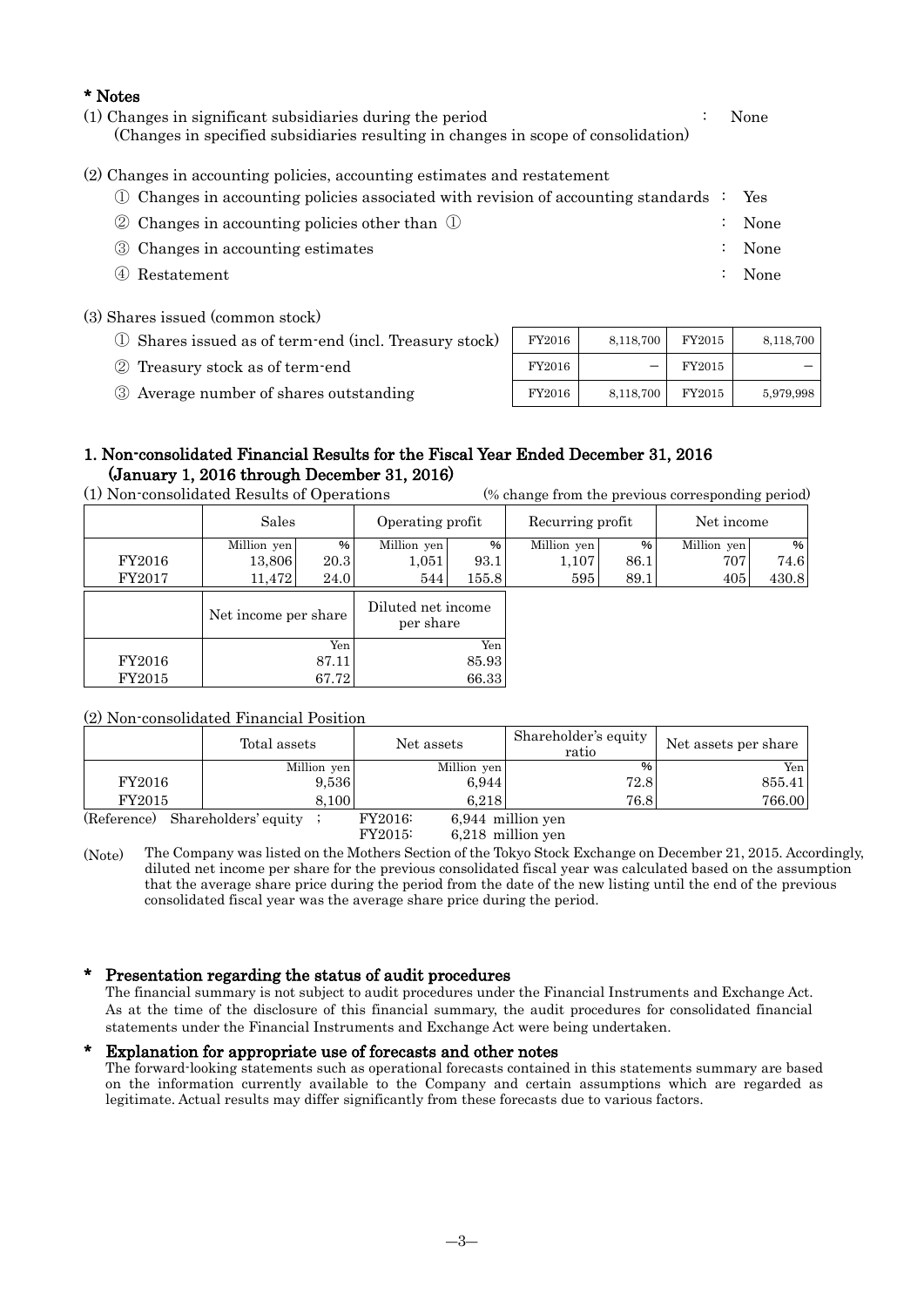## * Notes

(1) Changes in significant subsidiaries during the period : None
(Changes in specified subsidiaries resulting in changes in scope of consolidation)

(2) Changes in accounting policies, accounting estimates and restatement

① Changes in accounting policies associated with revision of accounting standards : Yes

② Changes in accounting policies other than ① : None

③ Changes in accounting estimates : None

④ Restatement : None

(3) Shares issued (common stock)

| | | | | |
|---|---|---|---|---|
| ① Shares issued as of term-end (incl. Treasury stock) | FY2016 | 8,118,700 | FY2015 | 8,118,700 |
| ② Treasury stock as of term-end | FY2016 | − | FY2015 | − |
| ③ Average number of shares outstanding | FY2016 | 8,118,700 | FY2015 | 5,979,998 |

## 1. Non-consolidated Financial Results for the Fiscal Year Ended December 31, 2016 (January 1, 2016 through December 31, 2016)

(1) Non-consolidated Results of Operations (% change from the previous corresponding period)

| | Sales | | Operating profit | | Recurring profit | | Net income | |
|---|---|---|---|---|---|---|---|---|
| | Million yen | % | Million yen | % | Million yen | % | Million yen | % |
| FY2016 | 13,806 | 20.3 | 1,051 | 93.1 | 1,107 | 86.1 | 707 | 74.6 |
| FY2017 | 11,472 | 24.0 | 544 | 155.8 | 595 | 89.1 | 405 | 430.8 |

| | Net income per share | Diluted net income per share |
|---|---|---|
| | Yen | Yen |
| FY2016 | 87.11 | 85.93 |
| FY2015 | 67.72 | 66.33 |

(2) Non-consolidated Financial Position

| | Total assets | Net assets | Shareholder's equity ratio | Net assets per share |
|---|---|---|---|---|
| | Million yen | Million yen | % | Yen |
| FY2016 | 9,536 | 6,944 | 72.8 | 855.41 |
| FY2015 | 8,100 | 6,218 | 76.8 | 766.00 |

(Reference) Shareholders' equity ; FY2016: 6,944 million yen
FY2015: 6,218 million yen

(Note) The Company was listed on the Mothers Section of the Tokyo Stock Exchange on December 21, 2015. Accordingly, diluted net income per share for the previous consolidated fiscal year was calculated based on the assumption that the average share price during the period from the date of the new listing until the end of the previous consolidated fiscal year was the average share price during the period.

## * Presentation regarding the status of audit procedures

The financial summary is not subject to audit procedures under the Financial Instruments and Exchange Act. As at the time of the disclosure of this financial summary, the audit procedures for consolidated financial statements under the Financial Instruments and Exchange Act were being undertaken.

## * Explanation for appropriate use of forecasts and other notes

The forward-looking statements such as operational forecasts contained in this statements summary are based on the information currently available to the Company and certain assumptions which are regarded as legitimate. Actual results may differ significantly from these forecasts due to various factors.